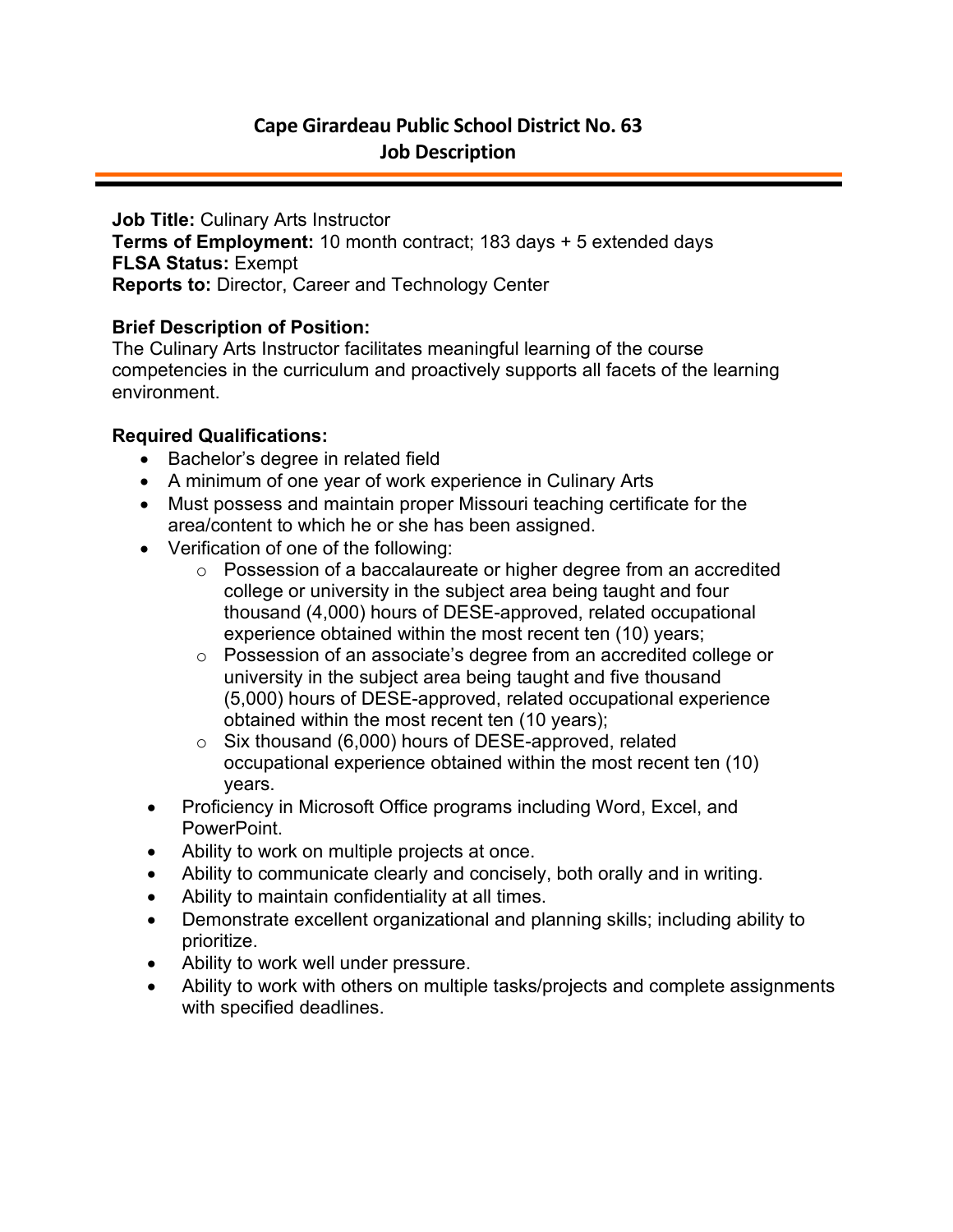# Cape Girardeau Public School District No. 63
## Job Description

**Job Title:** Culinary Arts Instructor
**Terms of Employment:** 10 month contract; 183 days + 5 extended days
**FLSA Status:** Exempt
**Reports to:** Director, Career and Technology Center

**Brief Description of Position:**
The Culinary Arts Instructor facilitates meaningful learning of the course competencies in the curriculum and proactively supports all facets of the learning environment.

**Required Qualifications:**

- Bachelor's degree in related field
- A minimum of one year of work experience in Culinary Arts
- Must possess and maintain proper Missouri teaching certificate for the area/content to which he or she has been assigned.
- Verification of one of the following:
  - Possession of a baccalaureate or higher degree from an accredited college or university in the subject area being taught and four thousand (4,000) hours of DESE-approved, related occupational experience obtained within the most recent ten (10) years;
  - Possession of an associate's degree from an accredited college or university in the subject area being taught and five thousand (5,000) hours of DESE-approved, related occupational experience obtained within the most recent ten (10 years);
  - Six thousand (6,000) hours of DESE-approved, related occupational experience obtained within the most recent ten (10) years.
- Proficiency in Microsoft Office programs including Word, Excel, and PowerPoint.
- Ability to work on multiple projects at once.
- Ability to communicate clearly and concisely, both orally and in writing.
- Ability to maintain confidentiality at all times.
- Demonstrate excellent organizational and planning skills; including ability to prioritize.
- Ability to work well under pressure.
- Ability to work with others on multiple tasks/projects and complete assignments with specified deadlines.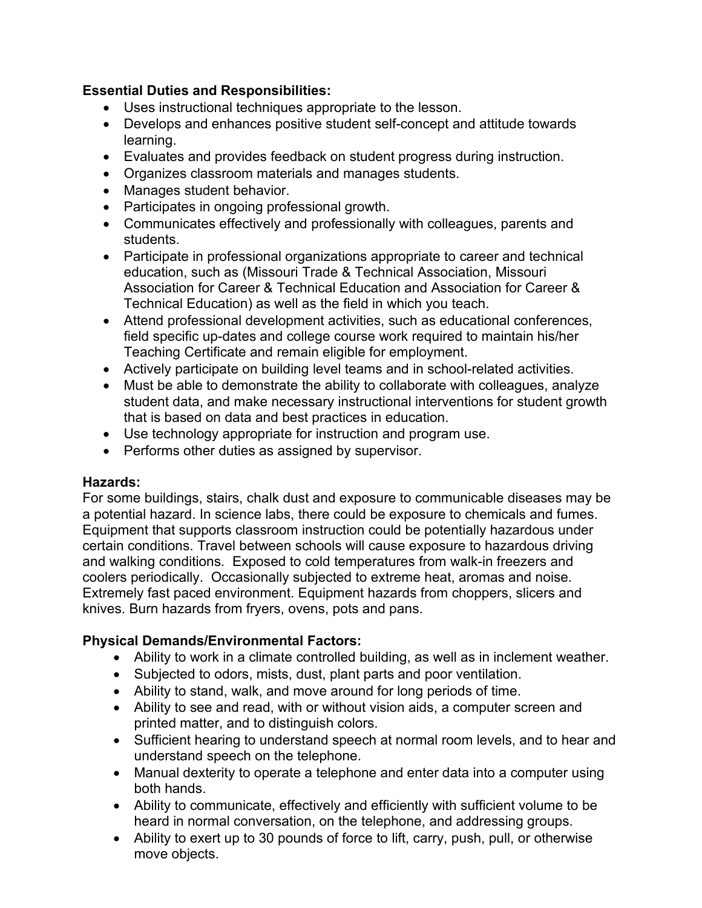**Essential Duties and Responsibilities:**

- Uses instructional techniques appropriate to the lesson.
- Develops and enhances positive student self-concept and attitude towards learning.
- Evaluates and provides feedback on student progress during instruction.
- Organizes classroom materials and manages students.
- Manages student behavior.
- Participates in ongoing professional growth.
- Communicates effectively and professionally with colleagues, parents and students.
- Participate in professional organizations appropriate to career and technical education, such as (Missouri Trade & Technical Association, Missouri Association for Career & Technical Education and Association for Career & Technical Education) as well as the field in which you teach.
- Attend professional development activities, such as educational conferences, field specific up-dates and college course work required to maintain his/her Teaching Certificate and remain eligible for employment.
- Actively participate on building level teams and in school-related activities.
- Must be able to demonstrate the ability to collaborate with colleagues, analyze student data, and make necessary instructional interventions for student growth that is based on data and best practices in education.
- Use technology appropriate for instruction and program use.
- Performs other duties as assigned by supervisor.

**Hazards:**

For some buildings, stairs, chalk dust and exposure to communicable diseases may be a potential hazard. In science labs, there could be exposure to chemicals and fumes. Equipment that supports classroom instruction could be potentially hazardous under certain conditions. Travel between schools will cause exposure to hazardous driving and walking conditions. Exposed to cold temperatures from walk-in freezers and coolers periodically. Occasionally subjected to extreme heat, aromas and noise. Extremely fast paced environment. Equipment hazards from choppers, slicers and knives. Burn hazards from fryers, ovens, pots and pans.

**Physical Demands/Environmental Factors:**

- Ability to work in a climate controlled building, as well as in inclement weather.
- Subjected to odors, mists, dust, plant parts and poor ventilation.
- Ability to stand, walk, and move around for long periods of time.
- Ability to see and read, with or without vision aids, a computer screen and printed matter, and to distinguish colors.
- Sufficient hearing to understand speech at normal room levels, and to hear and understand speech on the telephone.
- Manual dexterity to operate a telephone and enter data into a computer using both hands.
- Ability to communicate, effectively and efficiently with sufficient volume to be heard in normal conversation, on the telephone, and addressing groups.
- Ability to exert up to 30 pounds of force to lift, carry, push, pull, or otherwise move objects.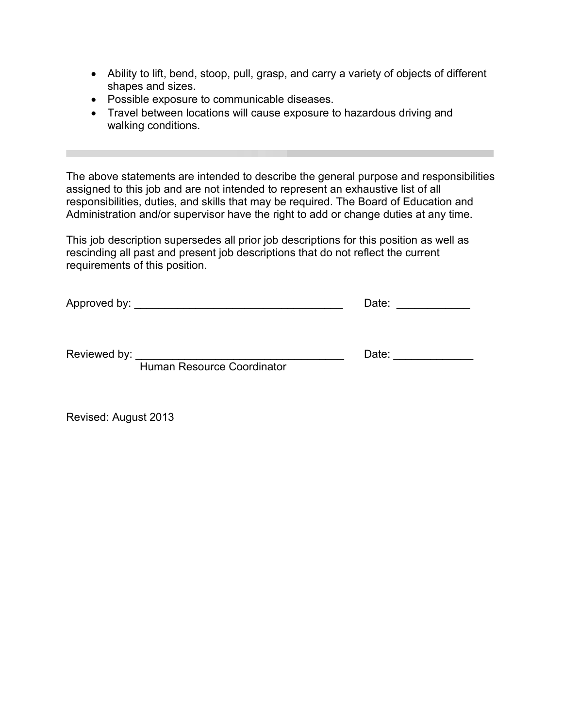- Ability to lift, bend, stoop, pull, grasp, and carry a variety of objects of different shapes and sizes.
- Possible exposure to communicable diseases.
- Travel between locations will cause exposure to hazardous driving and walking conditions.

---

The above statements are intended to describe the general purpose and responsibilities assigned to this job and are not intended to represent an exhaustive list of all responsibilities, duties, and skills that may be required. The Board of Education and Administration and/or supervisor have the right to add or change duties at any time.

This job description supersedes all prior job descriptions for this position as well as rescinding all past and present job descriptions that do not reflect the current requirements of this position.

Approved by: ___________________________________ Date: ____________

Reviewed by: ___________________________________ Date: _____________
Human Resource Coordinator

Revised: August 2013